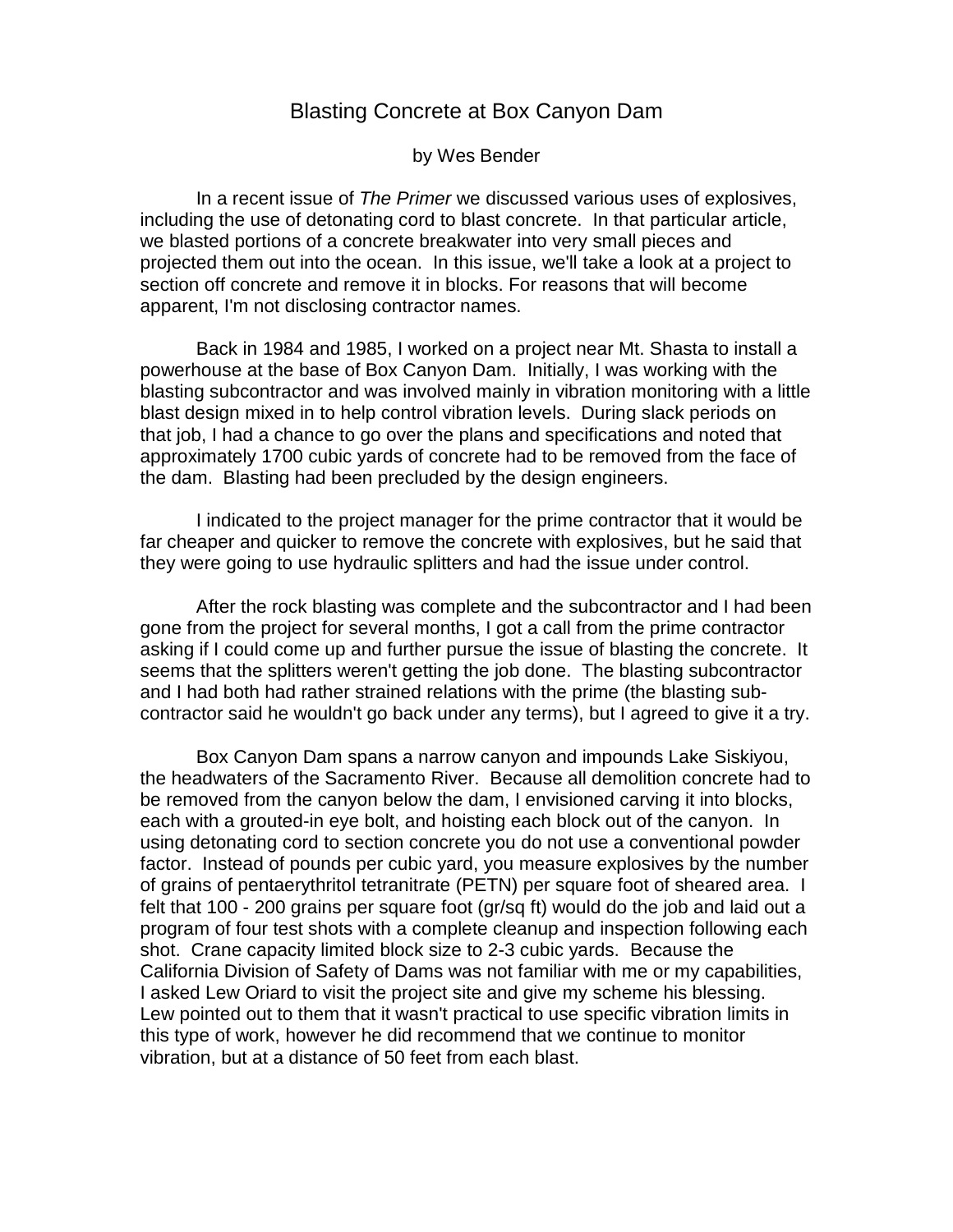# Blasting Concrete at Box Canyon Dam

by Wes Bender

In a recent issue of *The Primer* we discussed various uses of explosives, including the use of detonating cord to blast concrete. In that particular article, we blasted portions of a concrete breakwater into very small pieces and projected them out into the ocean. In this issue, we'll take a look at a project to section off concrete and remove it in blocks. For reasons that will become apparent, I'm not disclosing contractor names.

Back in 1984 and 1985, I worked on a project near Mt. Shasta to install a powerhouse at the base of Box Canyon Dam. Initially, I was working with the blasting subcontractor and was involved mainly in vibration monitoring with a little blast design mixed in to help control vibration levels. During slack periods on that job, I had a chance to go over the plans and specifications and noted that approximately 1700 cubic yards of concrete had to be removed from the face of the dam. Blasting had been precluded by the design engineers.

I indicated to the project manager for the prime contractor that it would be far cheaper and quicker to remove the concrete with explosives, but he said that they were going to use hydraulic splitters and had the issue under control.

After the rock blasting was complete and the subcontractor and I had been gone from the project for several months, I got a call from the prime contractor asking if I could come up and further pursue the issue of blasting the concrete. It seems that the splitters weren't getting the job done. The blasting subcontractor and I had both had rather strained relations with the prime (the blasting sub-contractor said he wouldn't go back under any terms), but I agreed to give it a try.

Box Canyon Dam spans a narrow canyon and impounds Lake Siskiyou, the headwaters of the Sacramento River. Because all demolition concrete had to be removed from the canyon below the dam, I envisioned carving it into blocks, each with a grouted-in eye bolt, and hoisting each block out of the canyon. In using detonating cord to section concrete you do not use a conventional powder factor. Instead of pounds per cubic yard, you measure explosives by the number of grains of pentaerythritol tetranitrate (PETN) per square foot of sheared area. I felt that 100 - 200 grains per square foot (gr/sq ft) would do the job and laid out a program of four test shots with a complete cleanup and inspection following each shot. Crane capacity limited block size to 2-3 cubic yards. Because the California Division of Safety of Dams was not familiar with me or my capabilities, I asked Lew Oriard to visit the project site and give my scheme his blessing. Lew pointed out to them that it wasn't practical to use specific vibration limits in this type of work, however he did recommend that we continue to monitor vibration, but at a distance of 50 feet from each blast.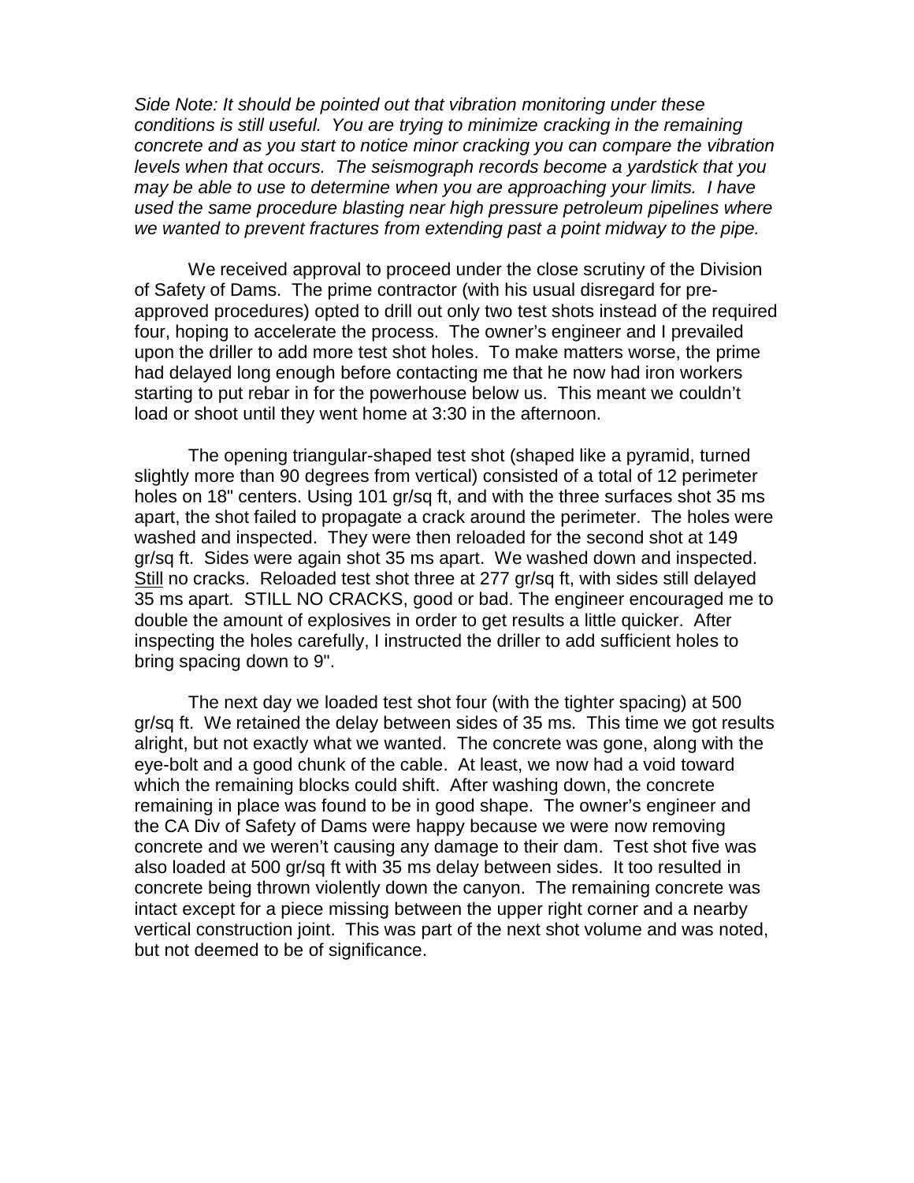*Side Note: It should be pointed out that vibration monitoring under these conditions is still useful. You are trying to minimize cracking in the remaining concrete and as you start to notice minor cracking you can compare the vibration levels when that occurs. The seismograph records become a yardstick that you may be able to use to determine when you are approaching your limits. I have used the same procedure blasting near high pressure petroleum pipelines where we wanted to prevent fractures from extending past a point midway to the pipe.*

We received approval to proceed under the close scrutiny of the Division of Safety of Dams. The prime contractor (with his usual disregard for pre-approved procedures) opted to drill out only two test shots instead of the required four, hoping to accelerate the process. The owner's engineer and I prevailed upon the driller to add more test shot holes. To make matters worse, the prime had delayed long enough before contacting me that he now had iron workers starting to put rebar in for the powerhouse below us. This meant we couldn't load or shoot until they went home at 3:30 in the afternoon.

The opening triangular-shaped test shot (shaped like a pyramid, turned slightly more than 90 degrees from vertical) consisted of a total of 12 perimeter holes on 18" centers. Using 101 gr/sq ft, and with the three surfaces shot 35 ms apart, the shot failed to propagate a crack around the perimeter. The holes were washed and inspected. They were then reloaded for the second shot at 149 gr/sq ft. Sides were again shot 35 ms apart. We washed down and inspected. <u>Still</u> no cracks. Reloaded test shot three at 277 gr/sq ft, with sides still delayed 35 ms apart. STILL NO CRACKS, good or bad. The engineer encouraged me to double the amount of explosives in order to get results a little quicker. After inspecting the holes carefully, I instructed the driller to add sufficient holes to bring spacing down to 9".

The next day we loaded test shot four (with the tighter spacing) at 500 gr/sq ft. We retained the delay between sides of 35 ms. This time we got results alright, but not exactly what we wanted. The concrete was gone, along with the eye-bolt and a good chunk of the cable. At least, we now had a void toward which the remaining blocks could shift. After washing down, the concrete remaining in place was found to be in good shape. The owner's engineer and the CA Div of Safety of Dams were happy because we were now removing concrete and we weren't causing any damage to their dam. Test shot five was also loaded at 500 gr/sq ft with 35 ms delay between sides. It too resulted in concrete being thrown violently down the canyon. The remaining concrete was intact except for a piece missing between the upper right corner and a nearby vertical construction joint. This was part of the next shot volume and was noted, but not deemed to be of significance.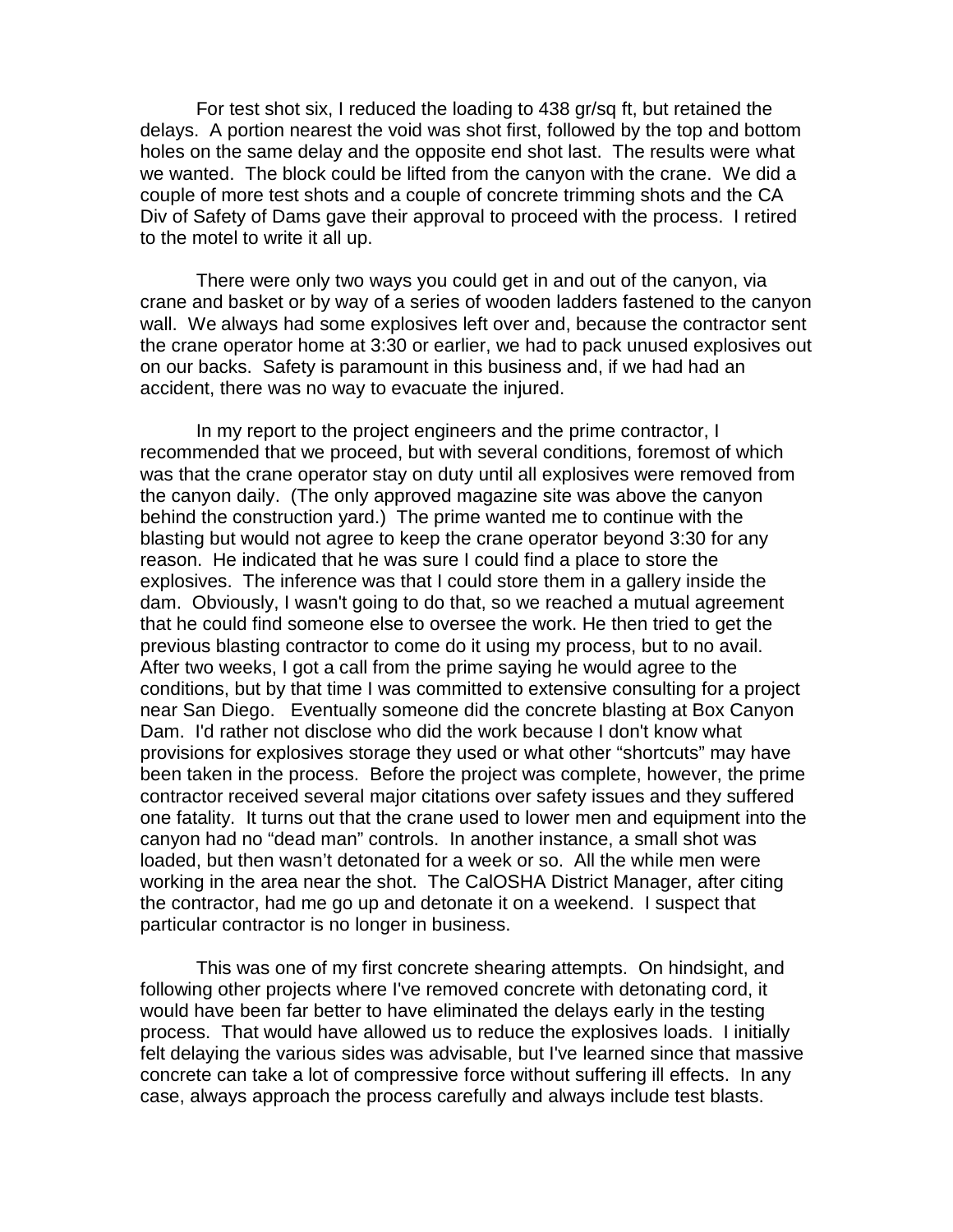For test shot six, I reduced the loading to 438 gr/sq ft, but retained the delays. A portion nearest the void was shot first, followed by the top and bottom holes on the same delay and the opposite end shot last. The results were what we wanted. The block could be lifted from the canyon with the crane. We did a couple of more test shots and a couple of concrete trimming shots and the CA Div of Safety of Dams gave their approval to proceed with the process. I retired to the motel to write it all up.

There were only two ways you could get in and out of the canyon, via crane and basket or by way of a series of wooden ladders fastened to the canyon wall. We always had some explosives left over and, because the contractor sent the crane operator home at 3:30 or earlier, we had to pack unused explosives out on our backs. Safety is paramount in this business and, if we had had an accident, there was no way to evacuate the injured.

In my report to the project engineers and the prime contractor, I recommended that we proceed, but with several conditions, foremost of which was that the crane operator stay on duty until all explosives were removed from the canyon daily. (The only approved magazine site was above the canyon behind the construction yard.) The prime wanted me to continue with the blasting but would not agree to keep the crane operator beyond 3:30 for any reason. He indicated that he was sure I could find a place to store the explosives. The inference was that I could store them in a gallery inside the dam. Obviously, I wasn't going to do that, so we reached a mutual agreement that he could find someone else to oversee the work. He then tried to get the previous blasting contractor to come do it using my process, but to no avail. After two weeks, I got a call from the prime saying he would agree to the conditions, but by that time I was committed to extensive consulting for a project near San Diego. Eventually someone did the concrete blasting at Box Canyon Dam. I'd rather not disclose who did the work because I don't know what provisions for explosives storage they used or what other "shortcuts" may have been taken in the process. Before the project was complete, however, the prime contractor received several major citations over safety issues and they suffered one fatality. It turns out that the crane used to lower men and equipment into the canyon had no "dead man" controls. In another instance, a small shot was loaded, but then wasn't detonated for a week or so. All the while men were working in the area near the shot. The CalOSHA District Manager, after citing the contractor, had me go up and detonate it on a weekend. I suspect that particular contractor is no longer in business.

This was one of my first concrete shearing attempts. On hindsight, and following other projects where I've removed concrete with detonating cord, it would have been far better to have eliminated the delays early in the testing process. That would have allowed us to reduce the explosives loads. I initially felt delaying the various sides was advisable, but I've learned since that massive concrete can take a lot of compressive force without suffering ill effects. In any case, always approach the process carefully and always include test blasts.